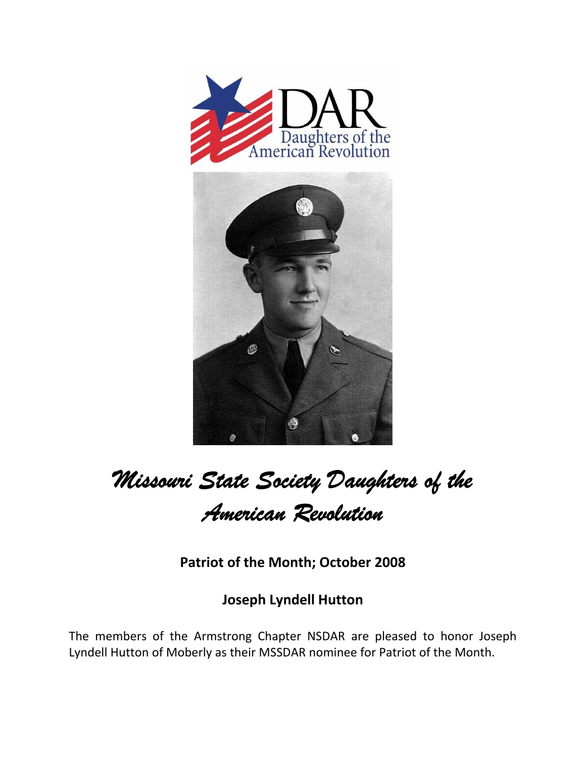# *Missouri State Society Daughters of the American Revolution*

**Patriot of the Month; October 2008**

**Joseph Lyndell Hutton**

The members of the Armstrong Chapter NSDAR are pleased to honor Joseph Lyndell Hutton of Moberly as their MSSDAR nominee for Patriot of the Month.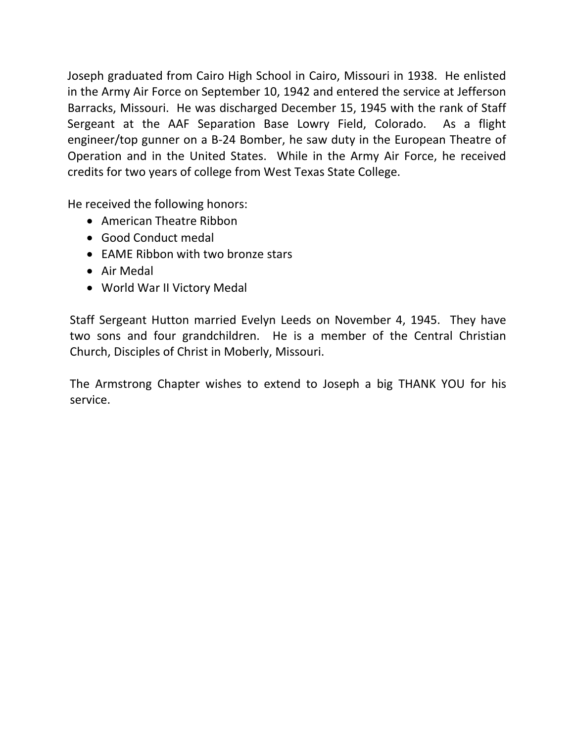Joseph graduated from Cairo High School in Cairo, Missouri in 1938. He enlisted in the Army Air Force on September 10, 1942 and entered the service at Jefferson Barracks, Missouri. He was discharged December 15, 1945 with the rank of Staff Sergeant at the AAF Separation Base Lowry Field, Colorado. As a flight engineer/top gunner on a B-24 Bomber, he saw duty in the European Theatre of Operation and in the United States. While in the Army Air Force, he received credits for two years of college from West Texas State College.

He received the following honors:

- American Theatre Ribbon
- Good Conduct medal
- EAME Ribbon with two bronze stars
- Air Medal
- World War II Victory Medal

Staff Sergeant Hutton married Evelyn Leeds on November 4, 1945. They have two sons and four grandchildren. He is a member of the Central Christian Church, Disciples of Christ in Moberly, Missouri.

The Armstrong Chapter wishes to extend to Joseph a big THANK YOU for his service.